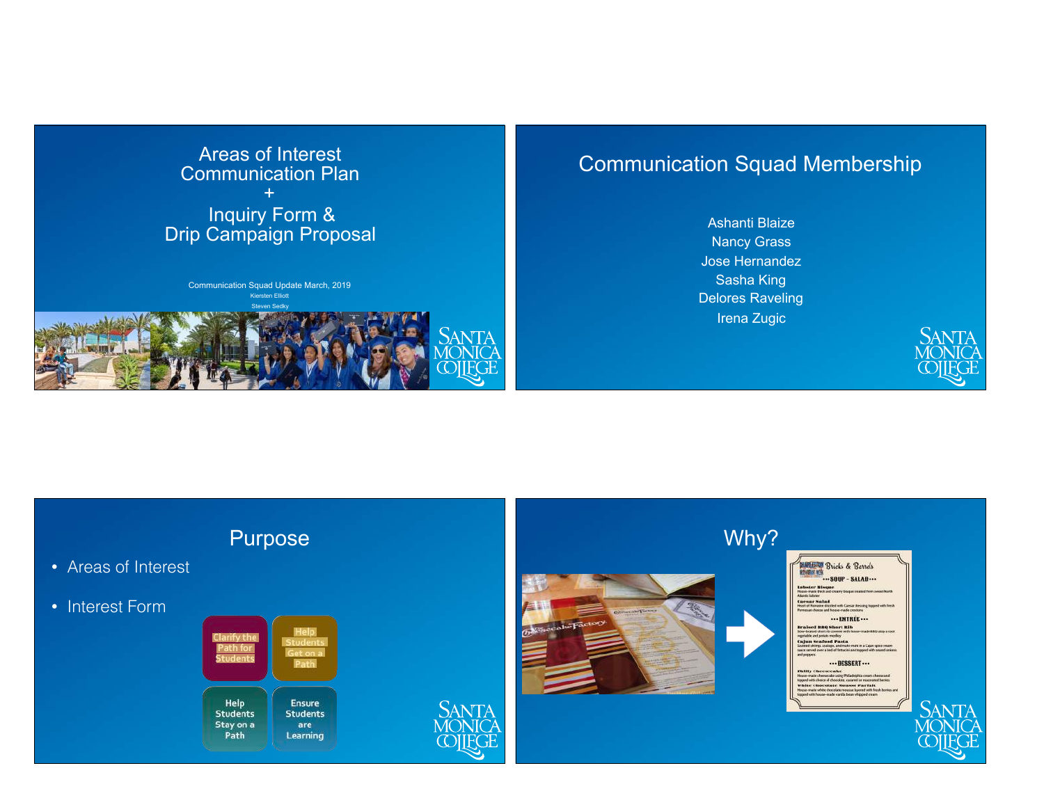# Areas of Interest Communication Plan + Inquiry Form & Drip Campaign Proposal

Communication Squad Update March, 2019

Kiersten Elliott

Steven Sedky

SANTA MONICA COLLEGE

## Communication Squad Membership

Ashanti Blaize
Nancy Grass
Jose Hernandez
Sasha King
Delores Raveling
Irena Zugic

SANTA MONICA COLLEGE

## Purpose

- Areas of Interest
- Interest Form

Clarify the Path for Students

Help Students Get on a Path

Help Students Stay on a Path

Ensure Students are Learning

SANTA MONICA COLLEGE

## Why?

SANTA MONICA COLLEGE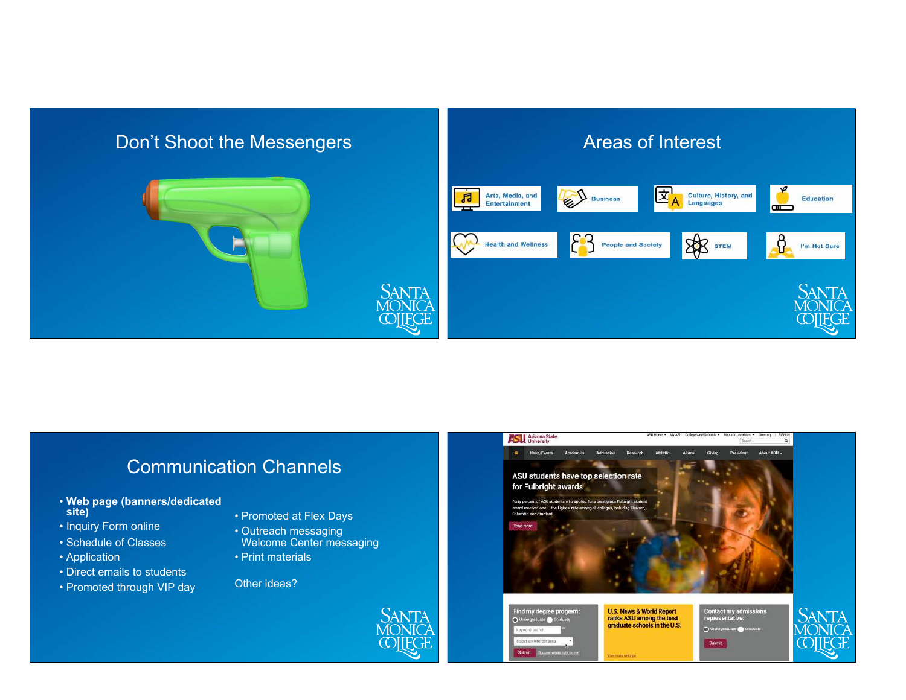## Don't Shoot the Messengers

## Areas of Interest

- Arts, Media, and Entertainment
- Business
- Culture, History, and Languages
- Education
- Health and Wellness
- People and Society
- STEM
- I'm Not Sure

## Communication Channels

- **Web page (banners/dedicated site)**
- Inquiry Form online
- Schedule of Classes
- Application
- Direct emails to students
- Promoted through VIP day
- Promoted at Flex Days
- Outreach messaging Welcome Center messaging
- Print materials

Other ideas?

ASU Arizona State University

ASU students have top selection rate for Fulbright awards

Forty percent of ASU students who applied for a prestigious Fulbright student award received one – the highest rate among all colleges, including Harvard, Columbia and Stanford.

Read more

Find my degree program:

U.S. News & World Report ranks ASU among the best graduate schools in the U.S.

Contact my admissions representative: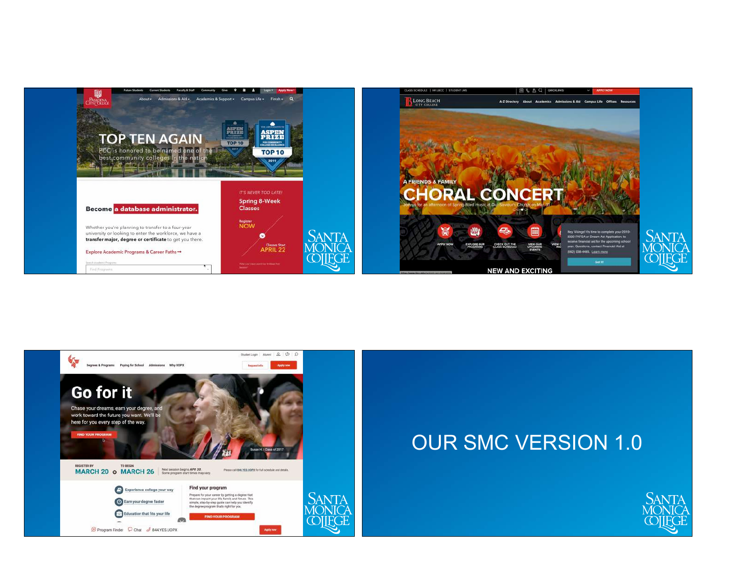TOP TEN AGAIN

PCC is honored to be named one of the best community colleges in the nation

Become a database administrator.

Whether you're planning to transfer to a four-year university or looking to enter the workforce, we have a **transfer major, degree or certificate** to get you there.

Explore Academic Programs & Career Paths ➞

IT'S NEVER TOO LATE! Spring 8-Week Classes

Register NOW

Classes Start APRIL 22

SANTA MONICA COLLEGE

A FRIENDS & FAMILY

CHORAL CONCERT

Join us for an afternoon of Spring-filled music at Our Saviour's Church on Mar. 31

APPLY NOW | EXPLORE OUR PROGRAMS | CHECK OUT THE CLASS SCHEDULE | VIEW OUR UPCOMING EVENTS

NEW AND EXCITING

SANTA MONICA COLLEGE

Go for it

Chase your dreams, earn your degree, and work toward the future you want. We'll be here for you every step of the way.

FIND YOUR PROGRAM

REGISTER BY MARCH 20 | TO BEGIN MARCH 26

Find your program

SANTA MONICA COLLEGE

# OUR SMC VERSION 1.0

SANTA MONICA COLLEGE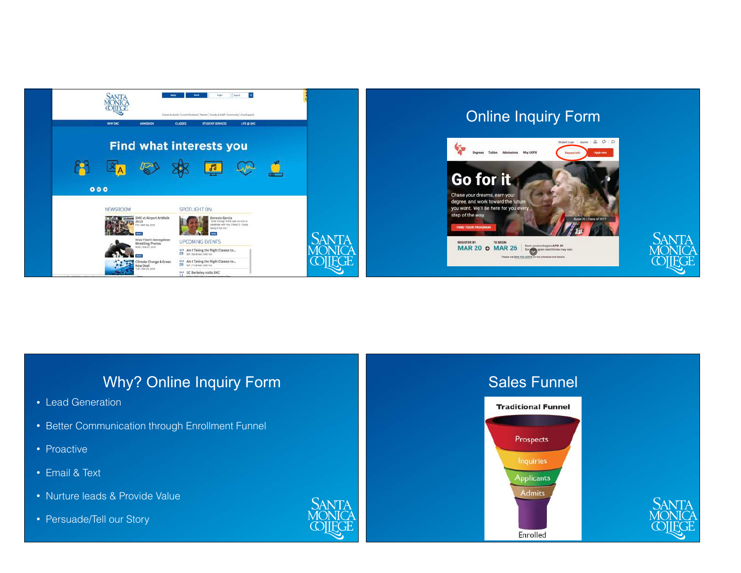## Online Inquiry Form

## Why? Online Inquiry Form

- Lead Generation
- Better Communication through Enrollment Funnel
- Proactive
- Email & Text
- Nurture leads & Provide Value
- Persuade/Tell our Story

## Sales Funnel

Traditional Funnel

- Prospects
- Inquiries
- Applicants
- Admits
- Enrolled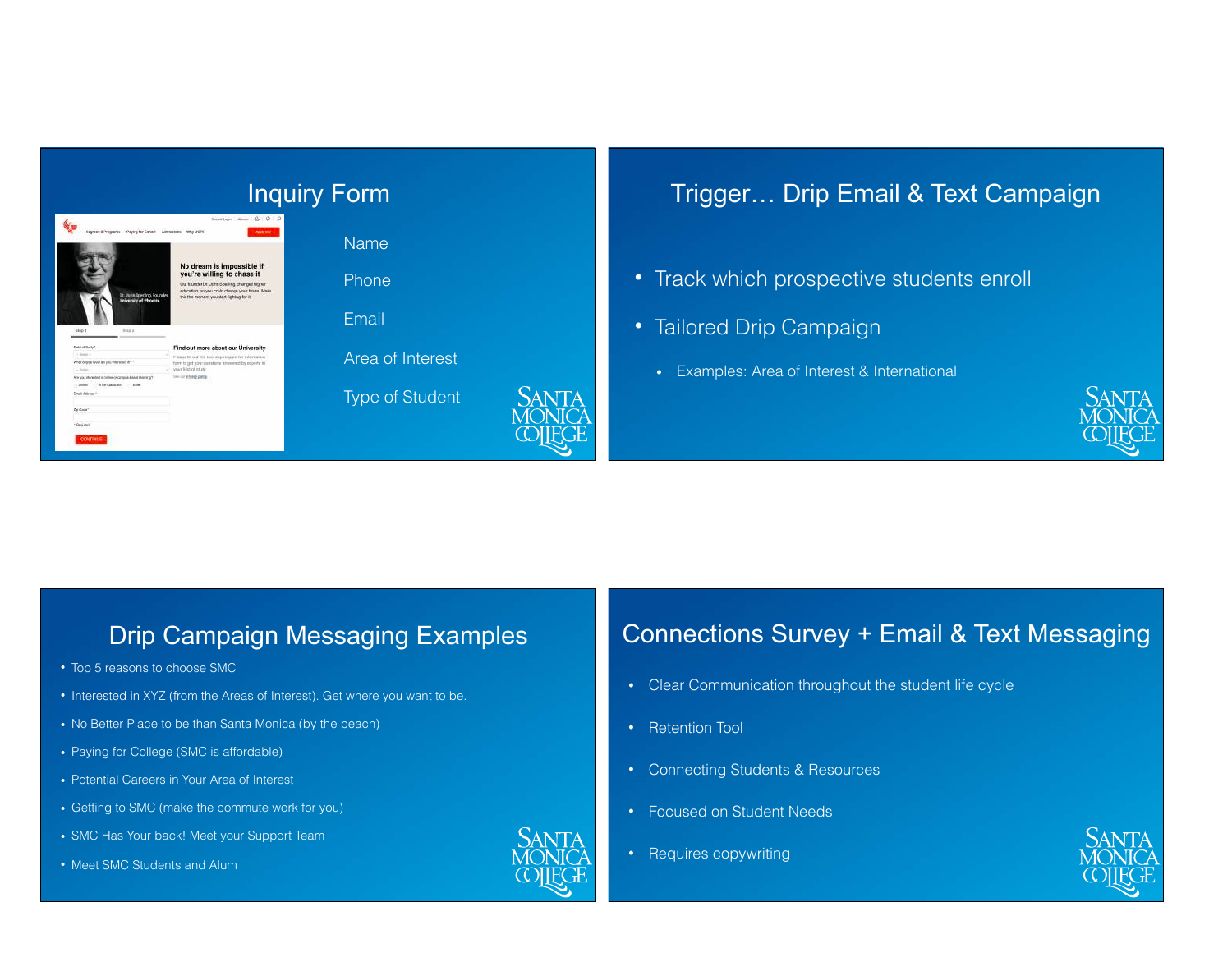## Inquiry Form

- Name
- Phone
- Email
- Area of Interest
- Type of Student

## Trigger… Drip Email & Text Campaign

- Track which prospective students enroll
- Tailored Drip Campaign
  - Examples: Area of Interest & International

## Drip Campaign Messaging Examples

- Top 5 reasons to choose SMC
- Interested in XYZ (from the Areas of Interest). Get where you want to be.
- No Better Place to be than Santa Monica (by the beach)
- Paying for College (SMC is affordable)
- Potential Careers in Your Area of Interest
- Getting to SMC (make the commute work for you)
- SMC Has Your back! Meet your Support Team
- Meet SMC Students and Alum

## Connections Survey + Email & Text Messaging

- Clear Communication throughout the student life cycle
- Retention Tool
- Connecting Students & Resources
- Focused on Student Needs
- Requires copywriting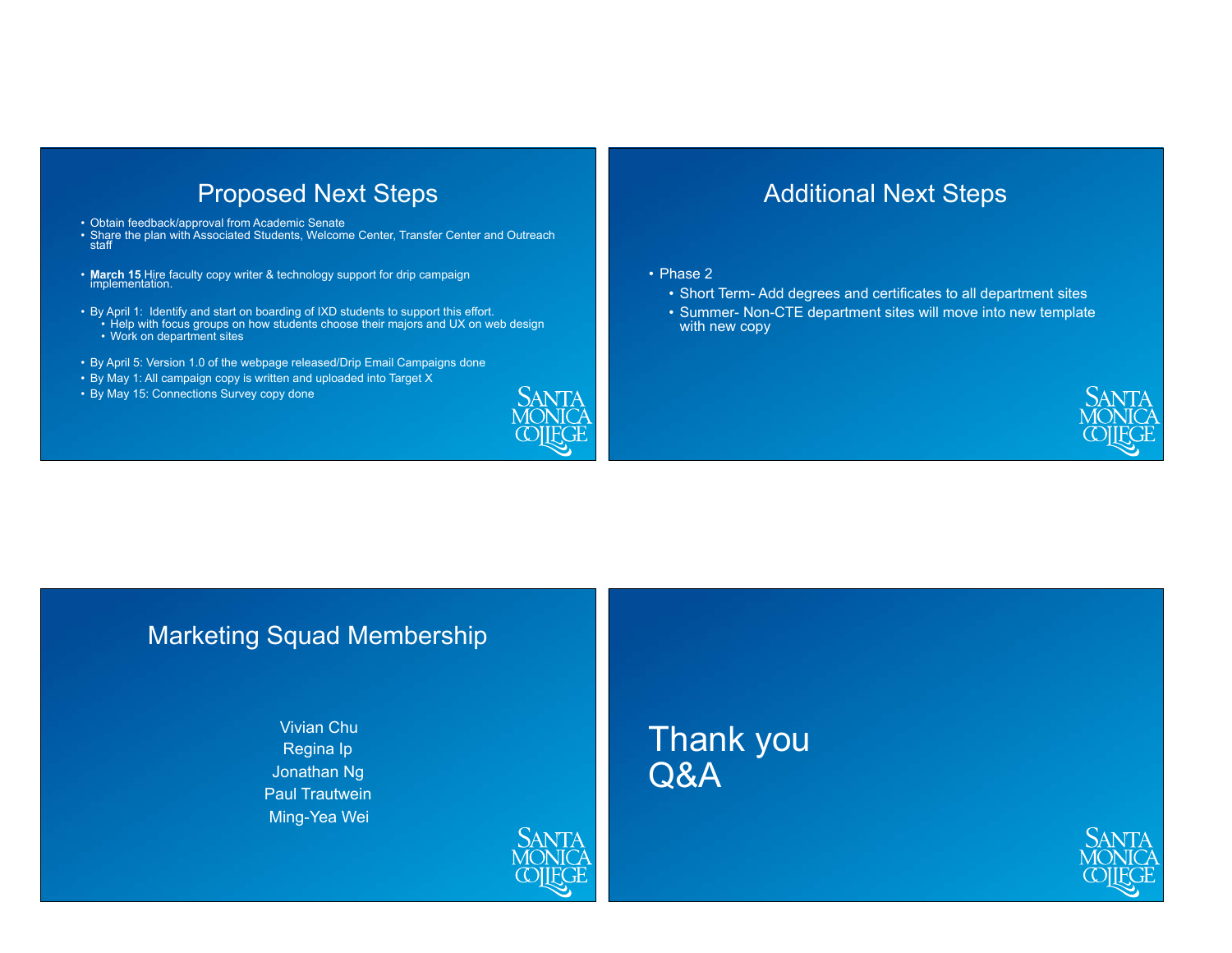## Proposed Next Steps

- Obtain feedback/approval from Academic Senate
- Share the plan with Associated Students, Welcome Center, Transfer Center and Outreach staff

- **March 15** Hire faculty copy writer & technology support for drip campaign implementation.

- By April 1: Identify and start on boarding of IXD students to support this effort.
  - Help with focus groups on how students choose their majors and UX on web design
  - Work on department sites

- By April 5: Version 1.0 of the webpage released/Drip Email Campaigns done
- By May 1: All campaign copy is written and uploaded into Target X
- By May 15: Connections Survey copy done

SANTA MONICA COLLEGE

## Additional Next Steps

- Phase 2
  - Short Term- Add degrees and certificates to all department sites
  - Summer- Non-CTE department sites will move into new template with new copy

SANTA MONICA COLLEGE

## Marketing Squad Membership

Vivian Chu
Regina Ip
Jonathan Ng
Paul Trautwein
Ming-Yea Wei

SANTA MONICA COLLEGE

# Thank you
# Q&A

SANTA MONICA COLLEGE